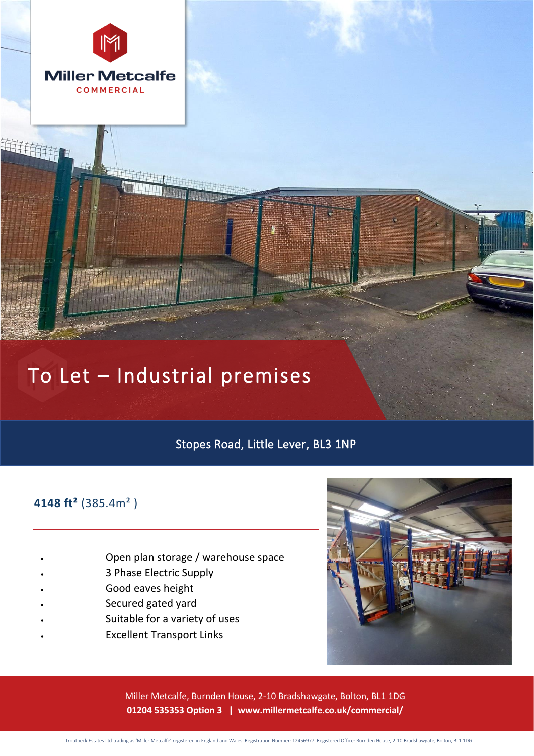Miller Metcalfe
COMMERCIAL

# To Let – Industrial premises

## Stopes Road, Little Lever, BL3 1NP

**4148 ft²** (385.4m² )

- Open plan storage / warehouse space
- 3 Phase Electric Supply
- Good eaves height
- Secured gated yard
- Suitable for a variety of uses
- Excellent Transport Links

Miller Metcalfe, Burnden House, 2-10 Bradshawgate, Bolton, BL1 1DG
**01204 535353 Option 3 | www.millermetcalfe.co.uk/commercial/**

Troutbeck Estates Ltd trading as 'Miller Metcalfe' registered in England and Wales. Registration Number: 12456977. Registered Office: Burnden House, 2-10 Bradshawgate, Bolton, BL1 1DG.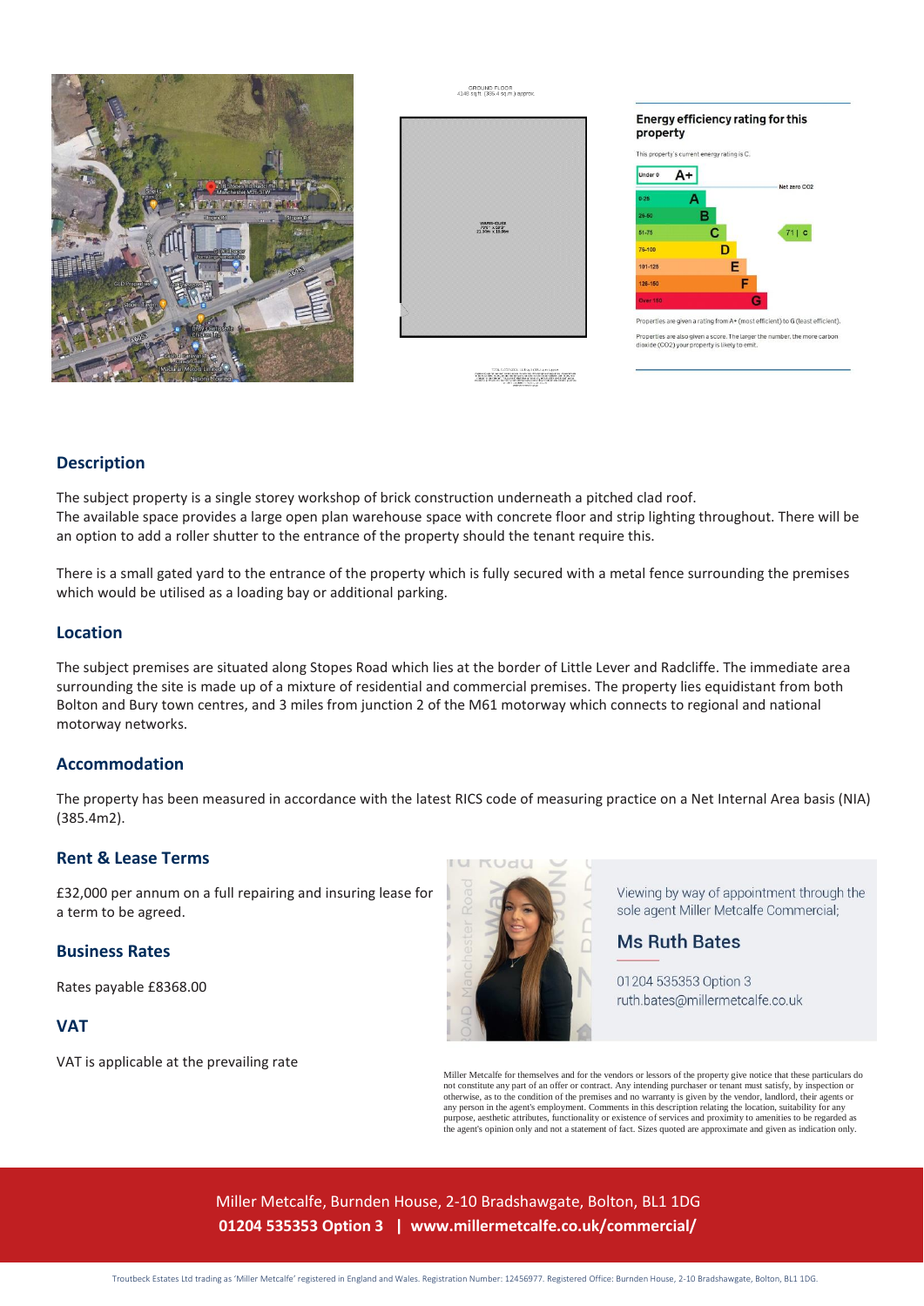GROUND FLOOR
4148 sq.ft. (385.4 sq.m.) approx.

WAREHOUSE
21.30m x 18.09m

## Energy efficiency rating for this property

This property's current energy rating is C.

Under 0 A+

Net zero CO2

0-25 A

26-50 B

51-75 C

76-100 D

101-125 E

126-150 F

Over 150 G

71 | C

Properties are given a rating from A+ (most efficient) to G (least efficient).

Properties are also given a score. The larger the number, the more carbon dioxide ($CO_2$) your property is likely to emit.

## Description

The subject property is a single storey workshop of brick construction underneath a pitched clad roof.
The available space provides a large open plan warehouse space with concrete floor and strip lighting throughout. There will be an option to add a roller shutter to the entrance of the property should the tenant require this.

There is a small gated yard to the entrance of the property which is fully secured with a metal fence surrounding the premises which would be utilised as a loading bay or additional parking.

## Location

The subject premises are situated along Stopes Road which lies at the border of Little Lever and Radcliffe. The immediate area surrounding the site is made up of a mixture of residential and commercial premises. The property lies equidistant from both Bolton and Bury town centres, and 3 miles from junction 2 of the M61 motorway which connects to regional and national motorway networks.

## Accommodation

The property has been measured in accordance with the latest RICS code of measuring practice on a Net Internal Area basis (NIA) (385.4m2).

## Rent & Lease Terms

£32,000 per annum on a full repairing and insuring lease for a term to be agreed.

## Business Rates

Rates payable £8368.00

## VAT

VAT is applicable at the prevailing rate

Viewing by way of appointment through the sole agent Miller Metcalfe Commercial;

**Ms Ruth Bates**

01204 535353 Option 3
ruth.bates@millermetcalfe.co.uk

Miller Metcalfe for themselves and for the vendors or lessors of the property give notice that these particulars do not constitute any part of an offer or contract. Any intending purchaser or tenant must satisfy, by inspection or otherwise, as to the condition of the premises and no warranty is given by the vendor, landlord, their agents or any person in the agent's employment. Comments in this description relating the location, suitability for any purpose, aesthetic attributes, functionality or existence of services and proximity to amenities to be regarded as the agent's opinion only and not a statement of fact. Sizes quoted are approximate and given as indication only.

Miller Metcalfe, Burnden House, 2-10 Bradshawgate, Bolton, BL1 1DG
**01204 535353 Option 3 | www.millermetcalfe.co.uk/commercial/**

Troutbeck Estates Ltd trading as 'Miller Metcalfe' registered in England and Wales. Registration Number: 12456977. Registered Office: Burnden House, 2-10 Bradshawgate, Bolton, BL1 1DG.